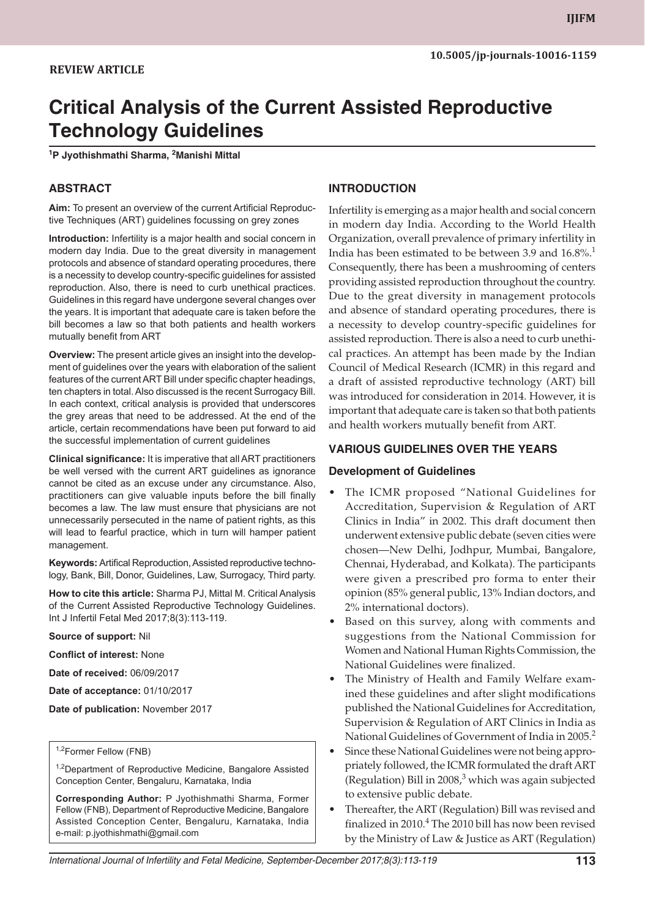REVIEW ARTICLE

10.5005/jp-journals-10016-1159

# Critical Analysis of the Current Assisted Reproductive Technology Guidelines

[1]P Jyothishmathi Sharma, [2]Manishi Mittal

## ABSTRACT

**Aim:** To present an overview of the current Artificial Reproductive Techniques (ART) guidelines focussing on grey zones

**Introduction:** Infertility is a major health and social concern in modern day India. Due to the great diversity in management protocols and absence of standard operating procedures, there is a necessity to develop country-specific guidelines for assisted reproduction. Also, there is need to curb unethical practices. Guidelines in this regard have undergone several changes over the years. It is important that adequate care is taken before the bill becomes a law so that both patients and health workers mutually benefit from ART

**Overview:** The present article gives an insight into the development of guidelines over the years with elaboration of the salient features of the current ART Bill under specific chapter headings, ten chapters in total. Also discussed is the recent Surrogacy Bill. In each context, critical analysis is provided that underscores the grey areas that need to be addressed. At the end of the article, certain recommendations have been put forward to aid the successful implementation of current guidelines

**Clinical significance:** It is imperative that all ART practitioners be well versed with the current ART guidelines as ignorance cannot be cited as an excuse under any circumstance. Also, practitioners can give valuable inputs before the bill finally becomes a law. The law must ensure that physicians are not unnecessarily persecuted in the name of patient rights, as this will lead to fearful practice, which in turn will hamper patient management.

**Keywords:** Artifical Reproduction, Assisted reproductive technology, Bank, Bill, Donor, Guidelines, Law, Surrogacy, Third party.

**How to cite this article:** Sharma PJ, Mittal M. Critical Analysis of the Current Assisted Reproductive Technology Guidelines. Int J Infertil Fetal Med 2017;8(3):113-119.

**Source of support:** Nil

**Conflict of interest:** None

**Date of received:** 06/09/2017

**Date of acceptance:** 01/10/2017

**Date of publication:** November 2017

[1,2]Former Fellow (FNB)

[1,2]Department of Reproductive Medicine, Bangalore Assisted Conception Center, Bengaluru, Karnataka, India

**Corresponding Author:** P Jyothishmathi Sharma, Former Fellow (FNB), Department of Reproductive Medicine, Bangalore Assisted Conception Center, Bengaluru, Karnataka, India e-mail: p.jyothishmathi@gmail.com

## INTRODUCTION

Infertility is emerging as a major health and social concern in modern day India. According to the World Health Organization, overall prevalence of primary infertility in India has been estimated to be between 3.9 and 16.8%.[1] Consequently, there has been a mushrooming of centers providing assisted reproduction throughout the country. Due to the great diversity in management protocols and absence of standard operating procedures, there is a necessity to develop country-specific guidelines for assisted reproduction. There is also a need to curb unethical practices. An attempt has been made by the Indian Council of Medical Research (ICMR) in this regard and a draft of assisted reproductive technology (ART) bill was introduced for consideration in 2014. However, it is important that adequate care is taken so that both patients and health workers mutually benefit from ART.

## VARIOUS GUIDELINES OVER THE YEARS

### Development of Guidelines

- The ICMR proposed "National Guidelines for Accreditation, Supervision & Regulation of ART Clinics in India" in 2002. This draft document then underwent extensive public debate (seven cities were chosen—New Delhi, Jodhpur, Mumbai, Bangalore, Chennai, Hyderabad, and Kolkata). The participants were given a prescribed pro forma to enter their opinion (85% general public, 13% Indian doctors, and 2% international doctors).
- Based on this survey, along with comments and suggestions from the National Commission for Women and National Human Rights Commission, the National Guidelines were finalized.
- The Ministry of Health and Family Welfare examined these guidelines and after slight modifications published the National Guidelines for Accreditation, Supervision & Regulation of ART Clinics in India as National Guidelines of Government of India in 2005.[2]
- Since these National Guidelines were not being appropriately followed, the ICMR formulated the draft ART (Regulation) Bill in 2008,[3] which was again subjected to extensive public debate.
- Thereafter, the ART (Regulation) Bill was revised and finalized in 2010.[4] The 2010 bill has now been revised by the Ministry of Law & Justice as ART (Regulation)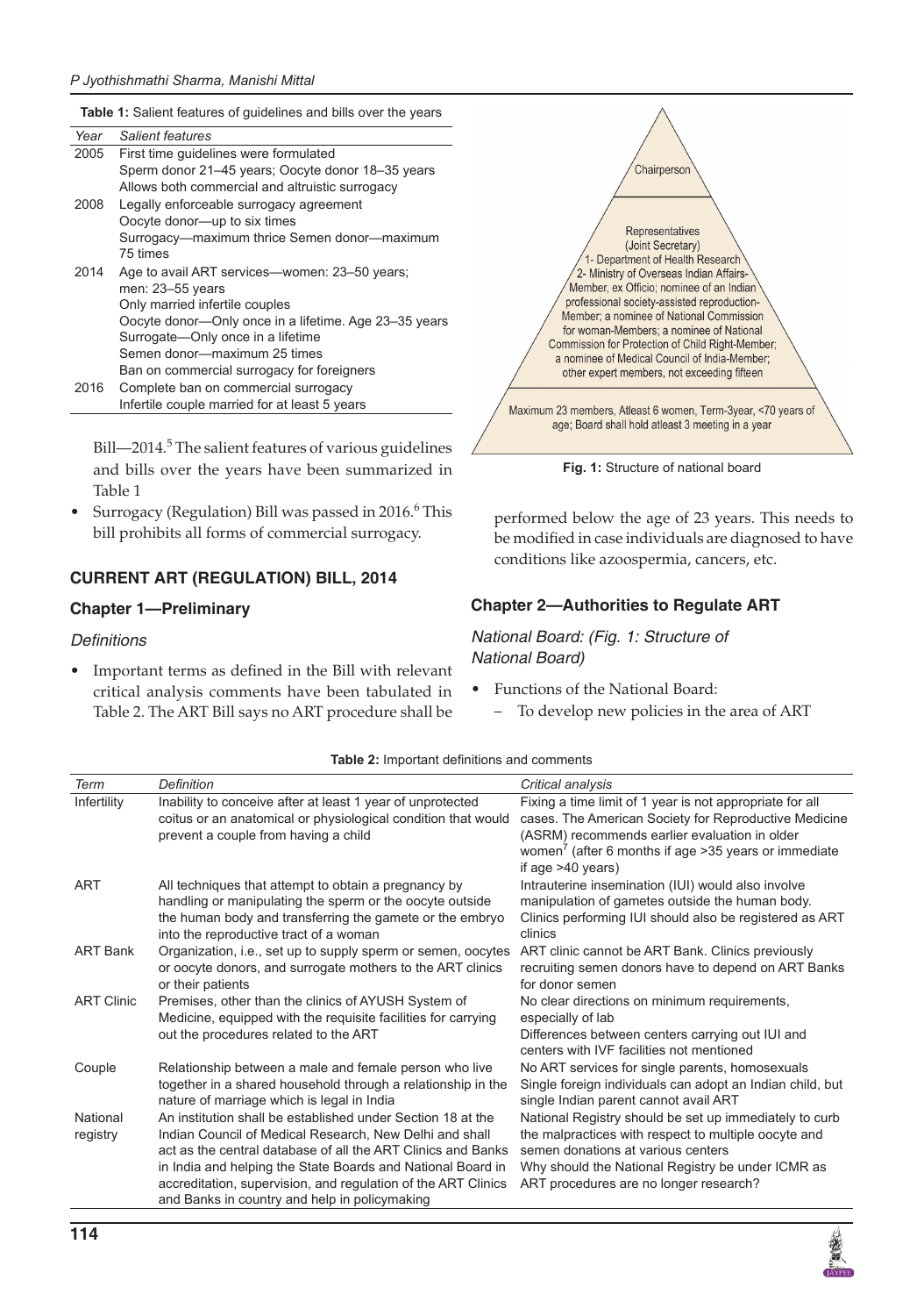**Table 1:** Salient features of guidelines and bills over the years

| Year | Salient features |
|---|---|
| 2005 | First time guidelines were formulated<br>Sperm donor 21–45 years; Oocyte donor 18–35 years<br>Allows both commercial and altruistic surrogacy |
| 2008 | Legally enforceable surrogacy agreement<br>Oocyte donor—up to six times<br>Surrogacy—maximum thrice Semen donor—maximum 75 times |
| 2014 | Age to avail ART services—women: 23–50 years; men: 23–55 years<br>Only married infertile couples<br>Oocyte donor—Only once in a lifetime. Age 23–35 years<br>Surrogate—Only once in a lifetime<br>Semen donor—maximum 25 times<br>Ban on commercial surrogacy for foreigners |
| 2016 | Complete ban on commercial surrogacy<br>Infertile couple married for at least 5 years |

Bill—2014.[5] The salient features of various guidelines and bills over the years have been summarized in Table 1

- Surrogacy (Regulation) Bill was passed in 2016.[6] This bill prohibits all forms of commercial surrogacy.

## CURRENT ART (REGULATION) BILL, 2014

### Chapter 1—Preliminary

*Definitions*

- Important terms as defined in the Bill with relevant critical analysis comments have been tabulated in Table 2. The ART Bill says no ART procedure shall be performed below the age of 23 years. This needs to be modified in case individuals are diagnosed to have conditions like azoospermia, cancers, etc.

### Chapter 2—Authorities to Regulate ART

*National Board: (Fig. 1: Structure of National Board)*

Chairperson

Representatives (Joint Secretary) 1- Department of Health Research 2- Ministry of Overseas Indian Affairs- Member, ex Officio; nominee of an Indian professional society-assisted reproduction- Member; a nominee of National Commission for woman-Members; a nominee of National Commission for Protection of Child Right-Member; a nominee of Medical Council of India-Member; other expert members, not exceeding fifteen

Maximum 23 members, Atleast 6 women, Term-3year, <70 years of age; Board shall hold atleast 3 meeting in a year

**Fig. 1:** Structure of national board

- Functions of the National Board:
  - To develop new policies in the area of ART

**Table 2:** Important definitions and comments

| Term | Definition | Critical analysis |
|---|---|---|
| Infertility | Inability to conceive after at least 1 year of unprotected coitus or an anatomical or physiological condition that would prevent a couple from having a child | Fixing a time limit of 1 year is not appropriate for all cases. The American Society for Reproductive Medicine (ASRM) recommends earlier evaluation in older women[7] (after 6 months if age >35 years or immediate if age >40 years) |
| ART | All techniques that attempt to obtain a pregnancy by handling or manipulating the sperm or the oocyte outside the human body and transferring the gamete or the embryo into the reproductive tract of a woman | Intrauterine insemination (IUI) would also involve manipulation of gametes outside the human body. Clinics performing IUI should also be registered as ART clinics |
| ART Bank | Organization, i.e., set up to supply sperm or semen, oocytes or oocyte donors, and surrogate mothers to the ART clinics or their patients | ART clinic cannot be ART Bank. Clinics previously recruiting semen donors have to depend on ART Banks for donor semen |
| ART Clinic | Premises, other than the clinics of AYUSH System of Medicine, equipped with the requisite facilities for carrying out the procedures related to the ART | No clear directions on minimum requirements, especially of lab<br>Differences between centers carrying out IUI and centers with IVF facilities not mentioned |
| Couple | Relationship between a male and female person who live together in a shared household through a relationship in the nature of marriage which is legal in India | No ART services for single parents, homosexuals<br>Single foreign individuals can adopt an Indian child, but single Indian parent cannot avail ART |
| National registry | An institution shall be established under Section 18 at the Indian Council of Medical Research, New Delhi and shall act as the central database of all the ART Clinics and Banks in India and helping the State Boards and National Board in accreditation, supervision, and regulation of the ART Clinics and Banks in country and help in policymaking | National Registry should be set up immediately to curb the malpractices with respect to multiple oocyte and semen donations at various centers<br>Why should the National Registry be under ICMR as ART procedures are no longer research? |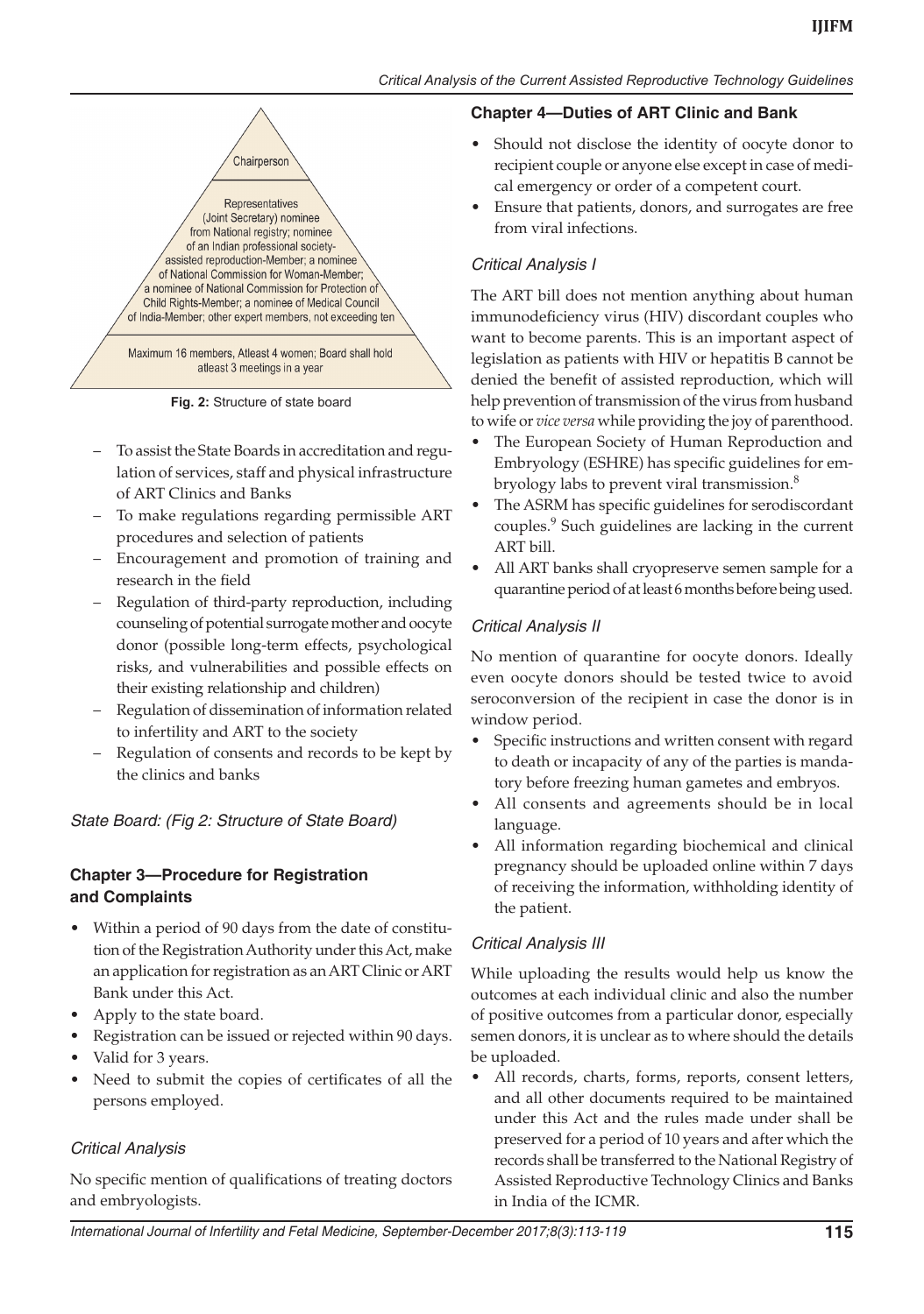Chairperson

Representatives (Joint Secretary) nominee from National registry; nominee of an Indian professional society-assisted reproduction-Member; a nominee of National Commission for Woman-Member; a nominee of National Commission for Protection of Child Rights-Member; a nominee of Medical Council of India-Member; other expert members, not exceeding ten

Maximum 16 members, Atleast 4 women; Board shall hold atleast 3 meetings in a year

**Fig. 2:** Structure of state board

- To assist the State Boards in accreditation and regulation of services, staff and physical infrastructure of ART Clinics and Banks
- To make regulations regarding permissible ART procedures and selection of patients
- Encouragement and promotion of training and research in the field
- Regulation of third-party reproduction, including counseling of potential surrogate mother and oocyte donor (possible long-term effects, psychological risks, and vulnerabilities and possible effects on their existing relationship and children)
- Regulation of dissemination of information related to infertility and ART to the society
- Regulation of consents and records to be kept by the clinics and banks

*State Board: (Fig 2: Structure of State Board)*

### Chapter 3—Procedure for Registration and Complaints

- Within a period of 90 days from the date of constitution of the Registration Authority under this Act, make an application for registration as an ART Clinic or ART Bank under this Act.
- Apply to the state board.
- Registration can be issued or rejected within 90 days.
- Valid for 3 years.
- Need to submit the copies of certificates of all the persons employed.

#### *Critical Analysis*

No specific mention of qualifications of treating doctors and embryologists.

### Chapter 4—Duties of ART Clinic and Bank

- Should not disclose the identity of oocyte donor to recipient couple or anyone else except in case of medical emergency or order of a competent court.
- Ensure that patients, donors, and surrogates are free from viral infections.

#### *Critical Analysis I*

The ART bill does not mention anything about human immunodeficiency virus (HIV) discordant couples who want to become parents. This is an important aspect of legislation as patients with HIV or hepatitis B cannot be denied the benefit of assisted reproduction, which will help prevention of transmission of the virus from husband to wife or *vice versa* while providing the joy of parenthood.

- The European Society of Human Reproduction and Embryology (ESHRE) has specific guidelines for embryology labs to prevent viral transmission.[8]
- The ASRM has specific guidelines for serodiscordant couples.[9] Such guidelines are lacking in the current ART bill.
- All ART banks shall cryopreserve semen sample for a quarantine period of at least 6 months before being used.

#### *Critical Analysis II*

No mention of quarantine for oocyte donors. Ideally even oocyte donors should be tested twice to avoid seroconversion of the recipient in case the donor is in window period.

- Specific instructions and written consent with regard to death or incapacity of any of the parties is mandatory before freezing human gametes and embryos.
- All consents and agreements should be in local language.
- All information regarding biochemical and clinical pregnancy should be uploaded online within 7 days of receiving the information, withholding identity of the patient.

#### *Critical Analysis III*

While uploading the results would help us know the outcomes at each individual clinic and also the number of positive outcomes from a particular donor, especially semen donors, it is unclear as to where should the details be uploaded.

- All records, charts, forms, reports, consent letters, and all other documents required to be maintained under this Act and the rules made under shall be preserved for a period of 10 years and after which the records shall be transferred to the National Registry of Assisted Reproductive Technology Clinics and Banks in India of the ICMR.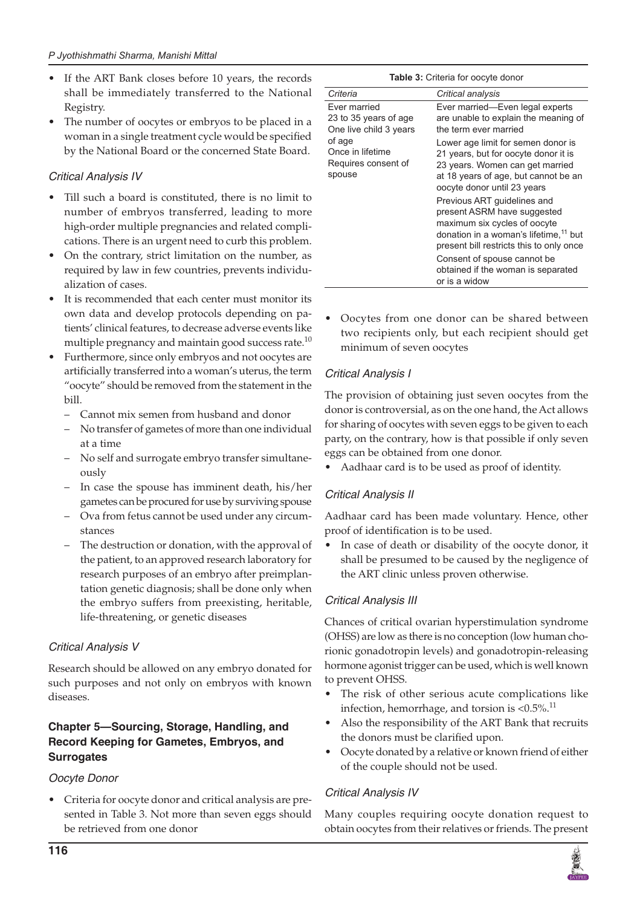- If the ART Bank closes before 10 years, the records shall be immediately transferred to the National Registry.
- The number of oocytes or embryos to be placed in a woman in a single treatment cycle would be specified by the National Board or the concerned State Board.

### *Critical Analysis IV*

- Till such a board is constituted, there is no limit to number of embryos transferred, leading to more high-order multiple pregnancies and related complications. There is an urgent need to curb this problem.
- On the contrary, strict limitation on the number, as required by law in few countries, prevents individualization of cases.
- It is recommended that each center must monitor its own data and develop protocols depending on patients' clinical features, to decrease adverse events like multiple pregnancy and maintain good success rate.[10]
- Furthermore, since only embryos and not oocytes are artificially transferred into a woman's uterus, the term "oocyte" should be removed from the statement in the bill.
  - Cannot mix semen from husband and donor
  - No transfer of gametes of more than one individual at a time
  - No self and surrogate embryo transfer simultaneously
  - In case the spouse has imminent death, his/her gametes can be procured for use by surviving spouse
  - Ova from fetus cannot be used under any circumstances
  - The destruction or donation, with the approval of the patient, to an approved research laboratory for research purposes of an embryo after preimplantation genetic diagnosis; shall be done only when the embryo suffers from preexisting, heritable, life-threatening, or genetic diseases

### *Critical Analysis V*

Research should be allowed on any embryo donated for such purposes and not only on embryos with known diseases.

## Chapter 5—Sourcing, Storage, Handling, and Record Keeping for Gametes, Embryos, and Surrogates

### *Oocyte Donor*

- Criteria for oocyte donor and critical analysis are presented in Table 3. Not more than seven eggs should be retrieved from one donor

**Table 3:** Criteria for oocyte donor

| *Criteria* | *Critical analysis* |
|---|---|
| Ever married | Ever married—Even legal experts are unable to explain the meaning of the term ever married |
| 23 to 35 years of age | Lower age limit for semen donor is 21 years, but for oocyte donor it is 23 years. Women can get married at 18 years of age, but cannot be an oocyte donor until 23 years |
| One live child 3 years of age | |
| Once in lifetime | Previous ART guidelines and present ASRM have suggested maximum six cycles of oocyte donation in a woman's lifetime,[11] but present bill restricts this to only once |
| Requires consent of spouse | Consent of spouse cannot be obtained if the woman is separated or is a widow |

- Oocytes from one donor can be shared between two recipients only, but each recipient should get minimum of seven oocytes

### *Critical Analysis I*

The provision of obtaining just seven oocytes from the donor is controversial, as on the one hand, the Act allows for sharing of oocytes with seven eggs to be given to each party, on the contrary, how is that possible if only seven eggs can be obtained from one donor.

- Aadhaar card is to be used as proof of identity.

### *Critical Analysis II*

Aadhaar card has been made voluntary. Hence, other proof of identification is to be used.

- In case of death or disability of the oocyte donor, it shall be presumed to be caused by the negligence of the ART clinic unless proven otherwise.

### *Critical Analysis III*

Chances of critical ovarian hyperstimulation syndrome (OHSS) are low as there is no conception (low human chorionic gonadotropin levels) and gonadotropin-releasing hormone agonist trigger can be used, which is well known to prevent OHSS.

- The risk of other serious acute complications like infection, hemorrhage, and torsion is <0.5%.[11]
- Also the responsibility of the ART Bank that recruits the donors must be clarified upon.
- Oocyte donated by a relative or known friend of either of the couple should not be used.

### *Critical Analysis IV*

Many couples requiring oocyte donation request to obtain oocytes from their relatives or friends. The present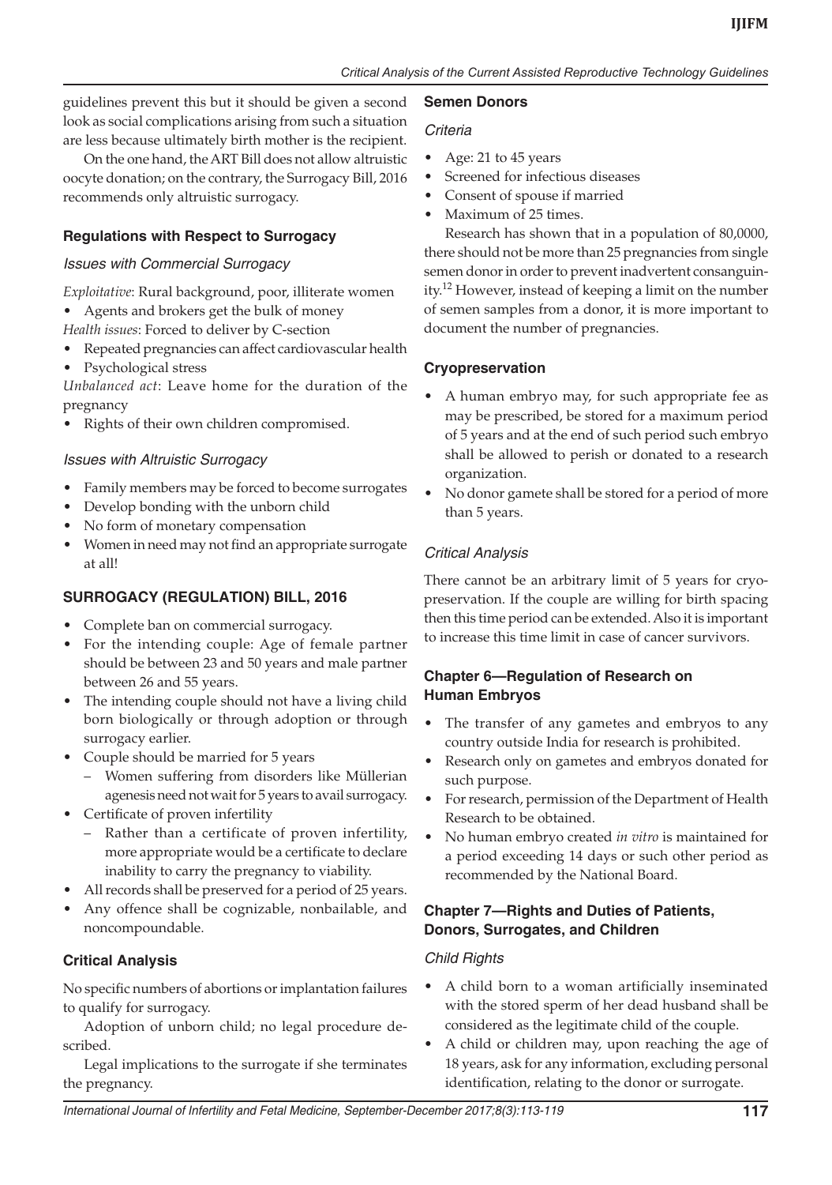guidelines prevent this but it should be given a second look as social complications arising from such a situation are less because ultimately birth mother is the recipient.

On the one hand, the ART Bill does not allow altruistic oocyte donation; on the contrary, the Surrogacy Bill, 2016 recommends only altruistic surrogacy.

### Regulations with Respect to Surrogacy

#### *Issues with Commercial Surrogacy*

*Exploitative*: Rural background, poor, illiterate women

- Agents and brokers get the bulk of money

*Health issues*: Forced to deliver by C-section

- Repeated pregnancies can affect cardiovascular health
- Psychological stress

*Unbalanced act*: Leave home for the duration of the pregnancy

- Rights of their own children compromised.

#### *Issues with Altruistic Surrogacy*

- Family members may be forced to become surrogates
- Develop bonding with the unborn child
- No form of monetary compensation
- Women in need may not find an appropriate surrogate at all!

### SURROGACY (REGULATION) BILL, 2016

- Complete ban on commercial surrogacy.
- For the intending couple: Age of female partner should be between 23 and 50 years and male partner between 26 and 55 years.
- The intending couple should not have a living child born biologically or through adoption or through surrogacy earlier.
- Couple should be married for 5 years
  - Women suffering from disorders like Müllerian agenesis need not wait for 5 years to avail surrogacy.
- Certificate of proven infertility
  - Rather than a certificate of proven infertility, more appropriate would be a certificate to declare inability to carry the pregnancy to viability.
- All records shall be preserved for a period of 25 years.
- Any offence shall be cognizable, nonbailable, and noncompoundable.

### Critical Analysis

No specific numbers of abortions or implantation failures to qualify for surrogacy.

Adoption of unborn child; no legal procedure described.

Legal implications to the surrogate if she terminates the pregnancy.

### Semen Donors

#### *Criteria*

- Age: 21 to 45 years
- Screened for infectious diseases
- Consent of spouse if married
- Maximum of 25 times.

Research has shown that in a population of 80,0000, there should not be more than 25 pregnancies from single semen donor in order to prevent inadvertent consanguinity.[12] However, instead of keeping a limit on the number of semen samples from a donor, it is more important to document the number of pregnancies.

### Cryopreservation

- A human embryo may, for such appropriate fee as may be prescribed, be stored for a maximum period of 5 years and at the end of such period such embryo shall be allowed to perish or donated to a research organization.
- No donor gamete shall be stored for a period of more than 5 years.

#### *Critical Analysis*

There cannot be an arbitrary limit of 5 years for cryopreservation. If the couple are willing for birth spacing then this time period can be extended. Also it is important to increase this time limit in case of cancer survivors.

### Chapter 6—Regulation of Research on Human Embryos

- The transfer of any gametes and embryos to any country outside India for research is prohibited.
- Research only on gametes and embryos donated for such purpose.
- For research, permission of the Department of Health Research to be obtained.
- No human embryo created *in vitro* is maintained for a period exceeding 14 days or such other period as recommended by the National Board.

### Chapter 7—Rights and Duties of Patients, Donors, Surrogates, and Children

#### *Child Rights*

- A child born to a woman artificially inseminated with the stored sperm of her dead husband shall be considered as the legitimate child of the couple.
- A child or children may, upon reaching the age of 18 years, ask for any information, excluding personal identification, relating to the donor or surrogate.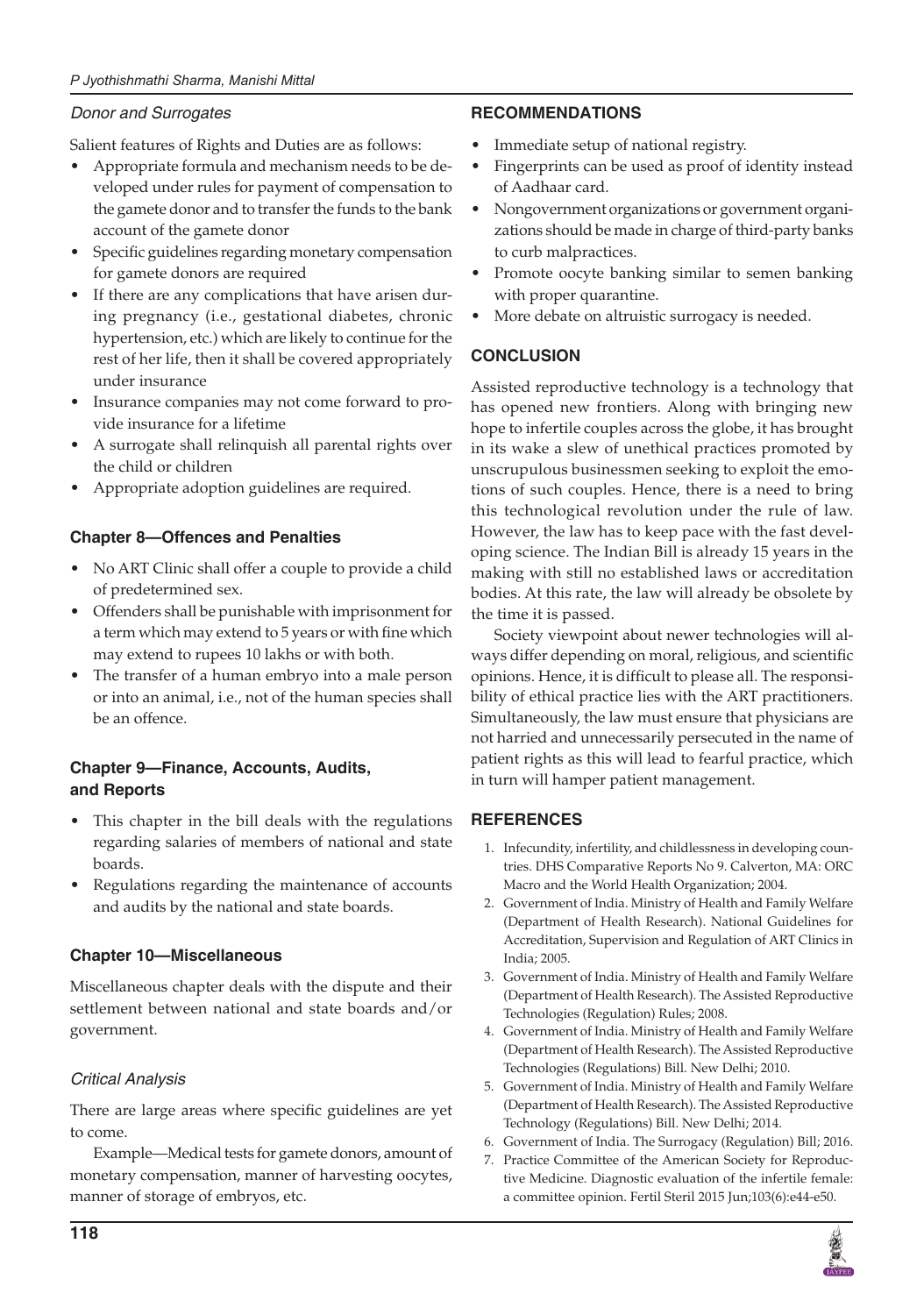### *Donor and Surrogates*

Salient features of Rights and Duties are as follows:

- Appropriate formula and mechanism needs to be developed under rules for payment of compensation to the gamete donor and to transfer the funds to the bank account of the gamete donor
- Specific guidelines regarding monetary compensation for gamete donors are required
- If there are any complications that have arisen during pregnancy (i.e., gestational diabetes, chronic hypertension, etc.) which are likely to continue for the rest of her life, then it shall be covered appropriately under insurance
- Insurance companies may not come forward to provide insurance for a lifetime
- A surrogate shall relinquish all parental rights over the child or children
- Appropriate adoption guidelines are required.

### Chapter 8—Offences and Penalties

- No ART Clinic shall offer a couple to provide a child of predetermined sex.
- Offenders shall be punishable with imprisonment for a term which may extend to 5 years or with fine which may extend to rupees 10 lakhs or with both.
- The transfer of a human embryo into a male person or into an animal, i.e., not of the human species shall be an offence.

### Chapter 9—Finance, Accounts, Audits, and Reports

- This chapter in the bill deals with the regulations regarding salaries of members of national and state boards.
- Regulations regarding the maintenance of accounts and audits by the national and state boards.

### Chapter 10—Miscellaneous

Miscellaneous chapter deals with the dispute and their settlement between national and state boards and/or government.

### *Critical Analysis*

There are large areas where specific guidelines are yet to come.

Example—Medical tests for gamete donors, amount of monetary compensation, manner of harvesting oocytes, manner of storage of embryos, etc.

## RECOMMENDATIONS

- Immediate setup of national registry.
- Fingerprints can be used as proof of identity instead of Aadhaar card.
- Nongovernment organizations or government organizations should be made in charge of third-party banks to curb malpractices.
- Promote oocyte banking similar to semen banking with proper quarantine.
- More debate on altruistic surrogacy is needed.

## CONCLUSION

Assisted reproductive technology is a technology that has opened new frontiers. Along with bringing new hope to infertile couples across the globe, it has brought in its wake a slew of unethical practices promoted by unscrupulous businessmen seeking to exploit the emotions of such couples. Hence, there is a need to bring this technological revolution under the rule of law. However, the law has to keep pace with the fast developing science. The Indian Bill is already 15 years in the making with still no established laws or accreditation bodies. At this rate, the law will already be obsolete by the time it is passed.

Society viewpoint about newer technologies will always differ depending on moral, religious, and scientific opinions. Hence, it is difficult to please all. The responsibility of ethical practice lies with the ART practitioners. Simultaneously, the law must ensure that physicians are not harried and unnecessarily persecuted in the name of patient rights as this will lead to fearful practice, which in turn will hamper patient management.

## REFERENCES

1. Infecundity, infertility, and childlessness in developing countries. DHS Comparative Reports No 9. Calverton, MA: ORC Macro and the World Health Organization; 2004.
2. Government of India. Ministry of Health and Family Welfare (Department of Health Research). National Guidelines for Accreditation, Supervision and Regulation of ART Clinics in India; 2005.
3. Government of India. Ministry of Health and Family Welfare (Department of Health Research). The Assisted Reproductive Technologies (Regulation) Rules; 2008.
4. Government of India. Ministry of Health and Family Welfare (Department of Health Research). The Assisted Reproductive Technologies (Regulations) Bill. New Delhi; 2010.
5. Government of India. Ministry of Health and Family Welfare (Department of Health Research). The Assisted Reproductive Technology (Regulations) Bill. New Delhi; 2014.
6. Government of India. The Surrogacy (Regulation) Bill; 2016.
7. Practice Committee of the American Society for Reproductive Medicine. Diagnostic evaluation of the infertile female: a committee opinion. Fertil Steril 2015 Jun;103(6):e44-e50.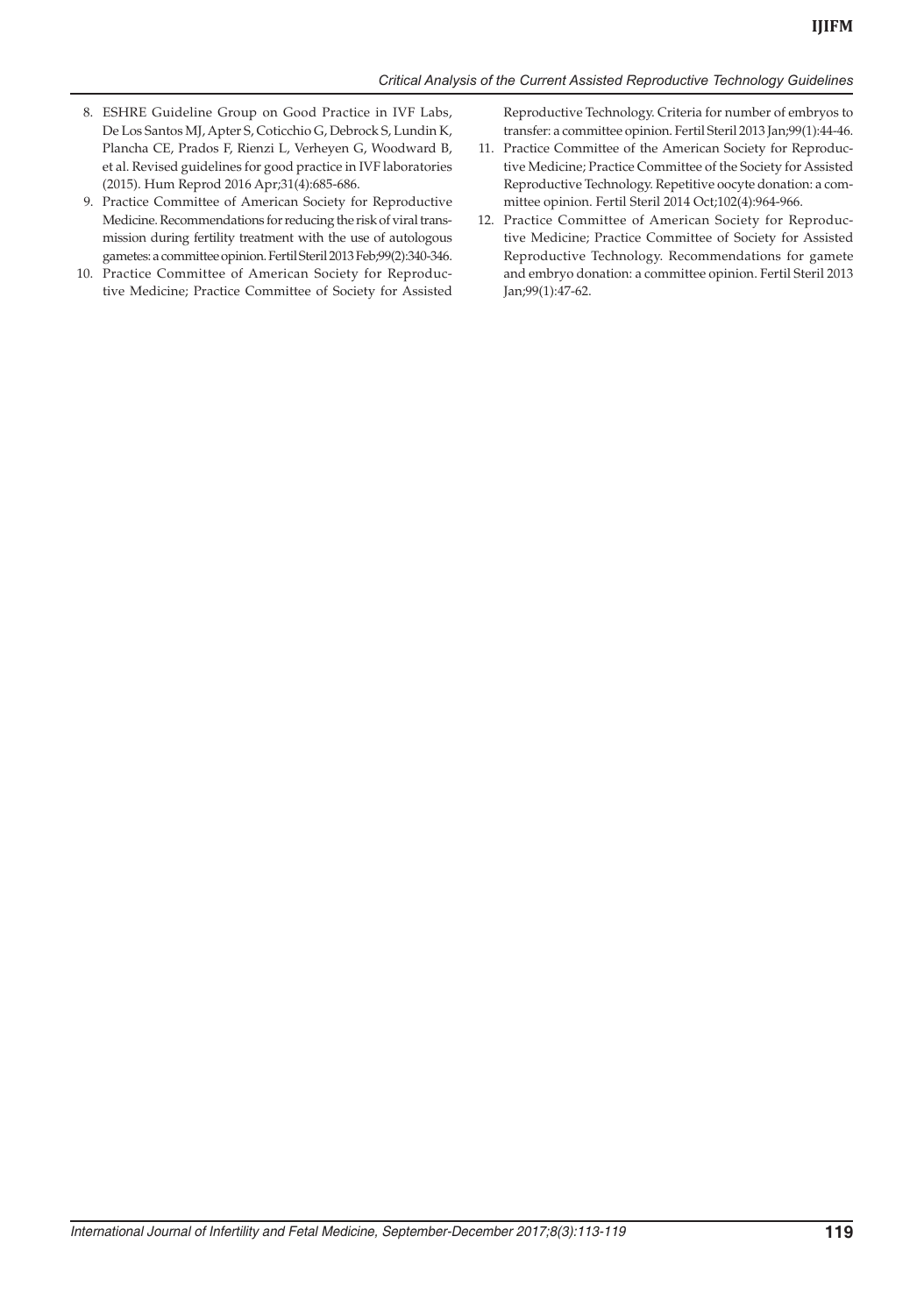8. ESHRE Guideline Group on Good Practice in IVF Labs, De Los Santos MJ, Apter S, Coticchio G, Debrock S, Lundin K, Plancha CE, Prados F, Rienzi L, Verheyen G, Woodward B, et al. Revised guidelines for good practice in IVF laboratories (2015). Hum Reprod 2016 Apr;31(4):685-686.
9. Practice Committee of American Society for Reproductive Medicine. Recommendations for reducing the risk of viral transmission during fertility treatment with the use of autologous gametes: a committee opinion. Fertil Steril 2013 Feb;99(2):340-346.
10. Practice Committee of American Society for Reproductive Medicine; Practice Committee of Society for Assisted Reproductive Technology. Criteria for number of embryos to transfer: a committee opinion. Fertil Steril 2013 Jan;99(1):44-46.
11. Practice Committee of the American Society for Reproductive Medicine; Practice Committee of the Society for Assisted Reproductive Technology. Repetitive oocyte donation: a committee opinion. Fertil Steril 2014 Oct;102(4):964-966.
12. Practice Committee of American Society for Reproductive Medicine; Practice Committee of Society for Assisted Reproductive Technology. Recommendations for gamete and embryo donation: a committee opinion. Fertil Steril 2013 Jan;99(1):47-62.